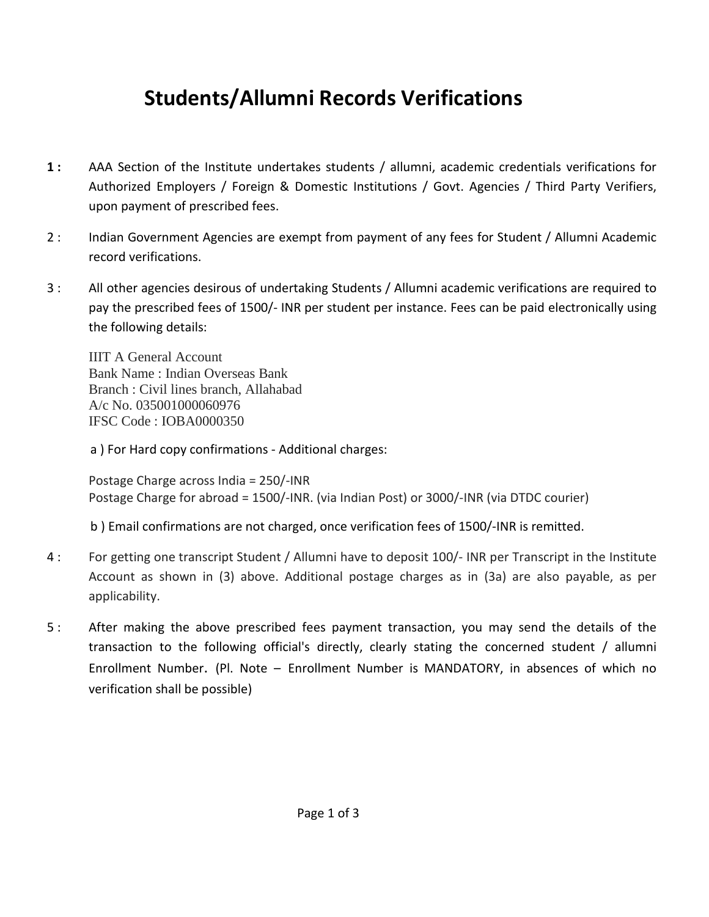# Students/Allumni Records Verifications

**1 :** AAA Section of the Institute undertakes students / allumni, academic credentials verifications for Authorized Employers / Foreign & Domestic Institutions / Govt. Agencies / Third Party Verifiers, upon payment of prescribed fees.

2 : Indian Government Agencies are exempt from payment of any fees for Student / Allumni Academic record verifications.

3 : All other agencies desirous of undertaking Students / Allumni academic verifications are required to pay the prescribed fees of 1500/- INR per student per instance. Fees can be paid electronically using the following details:

IIIT A General Account
Bank Name : Indian Overseas Bank
Branch : Civil lines branch, Allahabad
A/c No. 035001000060976
IFSC Code : IOBA0000350

a ) For Hard copy confirmations - Additional charges:

Postage Charge across India = 250/-INR
Postage Charge for abroad = 1500/-INR. (via Indian Post) or 3000/-INR (via DTDC courier)

b ) Email confirmations are not charged, once verification fees of 1500/-INR is remitted.

4 : For getting one transcript Student / Allumni have to deposit 100/- INR per Transcript in the Institute Account as shown in (3) above. Additional postage charges as in (3a) are also payable, as per applicability.

5 : After making the above prescribed fees payment transaction, you may send the details of the transaction to the following official's directly, clearly stating the concerned student / allumni Enrollment Number. (Pl. Note – Enrollment Number is MANDATORY, in absences of which no verification shall be possible)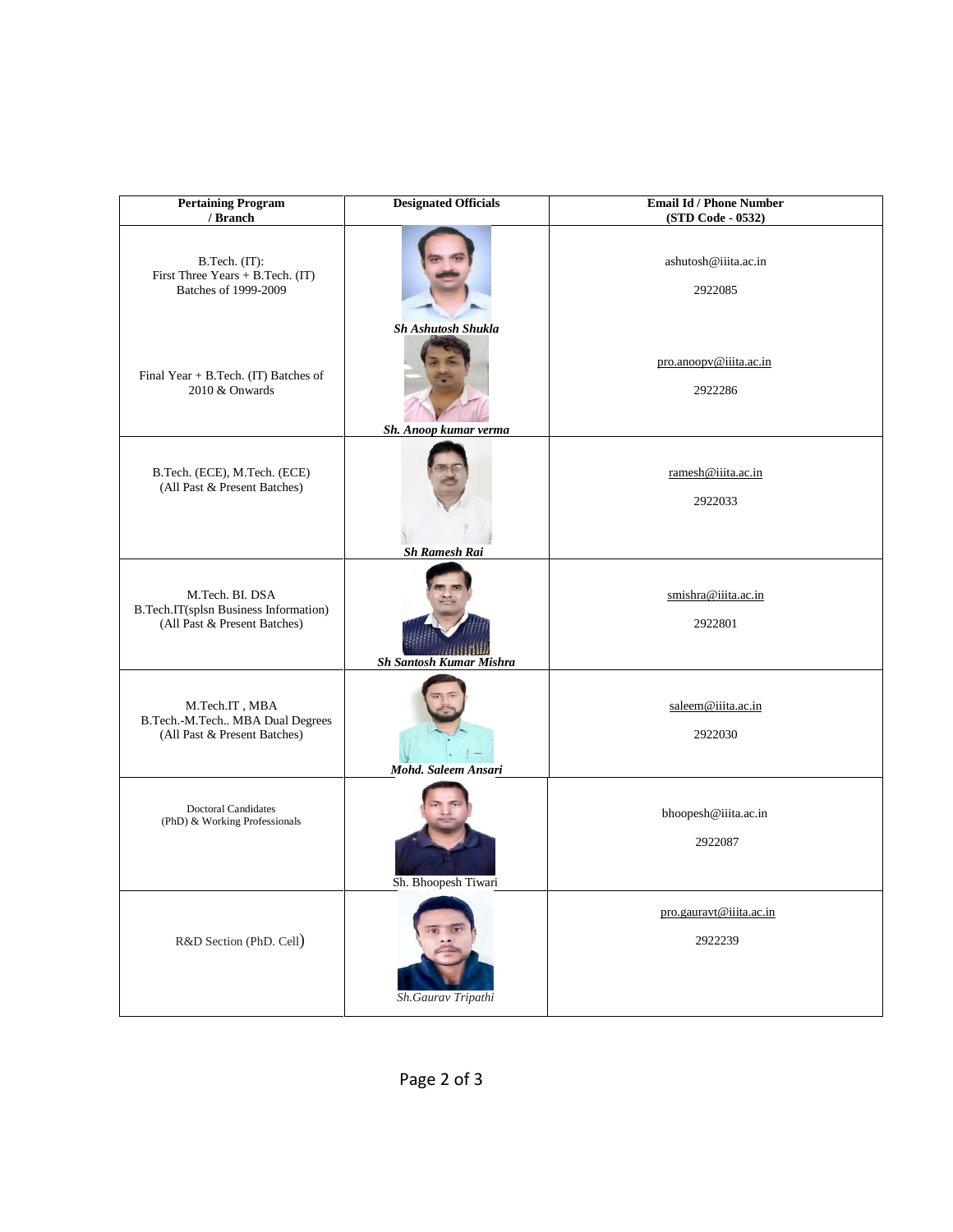| Pertaining Program / Branch | Designated Officials | Email Id / Phone Number (STD Code - 0532) |
|---|---|---|
| B.Tech. (IT): First Three Years + B.Tech. (IT) Batches of 1999-2009 | ***Sh Ashutosh Shukla*** | ashutosh@iiita.ac.in<br>2922085 |
| Final Year + B.Tech. (IT) Batches of 2010 & Onwards | ***Sh. Anoop kumar verma*** | pro.anoopv@iiita.ac.in<br>2922286 |
| B.Tech. (ECE), M.Tech. (ECE) (All Past & Present Batches) | ***Sh Ramesh Rai*** | ramesh@iiita.ac.in<br>2922033 |
| M.Tech. BI. DSA<br>B.Tech.IT(splsn Business Information) (All Past & Present Batches) | ***Sh Santosh Kumar Mishra*** | smishra@iiita.ac.in<br>2922801 |
| M.Tech.IT , MBA<br>B.Tech.-M.Tech.. MBA Dual Degrees (All Past & Present Batches) | ***Mohd. Saleem Ansari*** | saleem@iiita.ac.in<br>2922030 |
| Doctoral Candidates (PhD) & Working Professionals | Sh. Bhoopesh Tiwari | bhoopesh@iiita.ac.in<br>2922087 |
| R&D Section (PhD. Cell) | *Sh.Gaurav Tripathi* | pro.gauravt@iiita.ac.in<br>2922239 |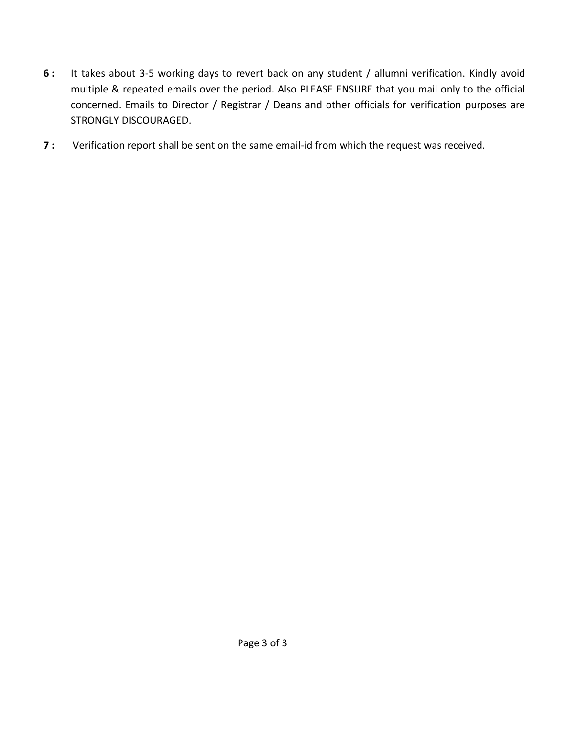**6 :** It takes about 3-5 working days to revert back on any student / allumni verification. Kindly avoid multiple & repeated emails over the period. Also PLEASE ENSURE that you mail only to the official concerned. Emails to Director / Registrar / Deans and other officials for verification purposes are STRONGLY DISCOURAGED.

**7 :** Verification report shall be sent on the same email-id from which the request was received.